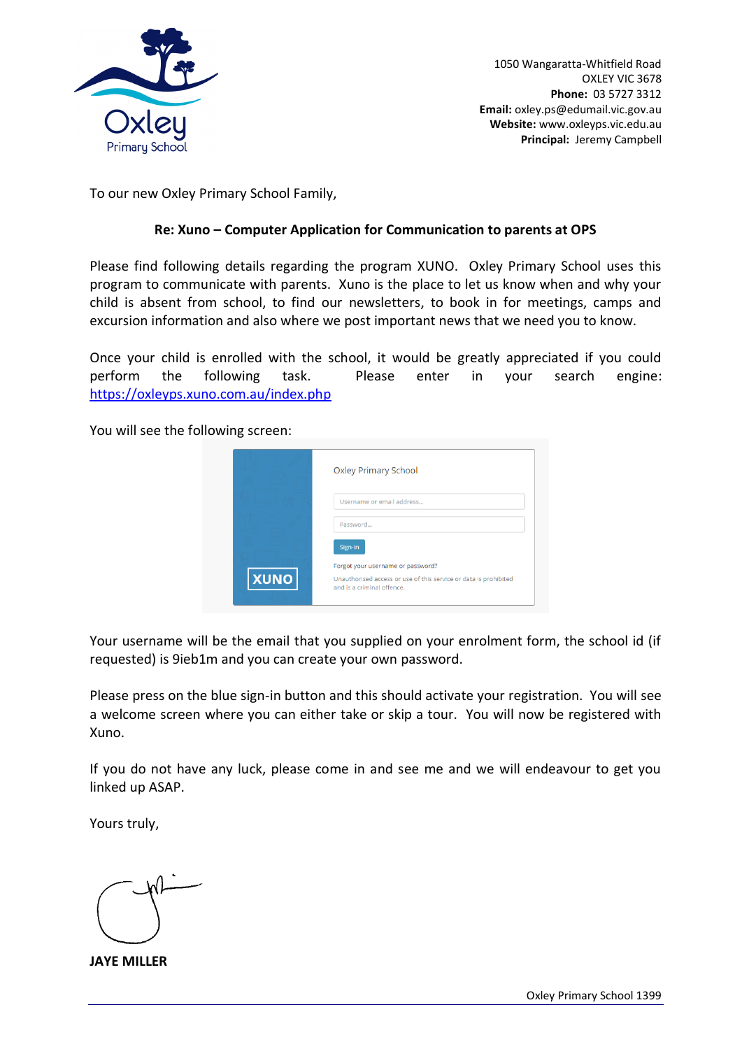Oxley Primary School

1050 Wangaratta-Whitfield Road
OXLEY VIC 3678
**Phone:** 03 5727 3312
**Email:** oxley.ps@edumail.vic.gov.au
**Website:** www.oxleyps.vic.edu.au
**Principal:** Jeremy Campbell

To our new Oxley Primary School Family,

**Re: Xuno – Computer Application for Communication to parents at OPS**

Please find following details regarding the program XUNO. Oxley Primary School uses this program to communicate with parents. Xuno is the place to let us know when and why your child is absent from school, to find our newsletters, to book in for meetings, camps and excursion information and also where we post important news that we need you to know.

Once your child is enrolled with the school, it would be greatly appreciated if you could perform the following task. Please enter in your search engine: https://oxleyps.xuno.com.au/index.php

You will see the following screen:

Oxley Primary School

Username or email address...

Password...

Sign-in

Forgot your username or password?

Unauthorised access or use of this service or data is prohibited and is a criminal offence.

XUNO

Your username will be the email that you supplied on your enrolment form, the school id (if requested) is 9ieb1m and you can create your own password.

Please press on the blue sign-in button and this should activate your registration. You will see a welcome screen where you can either take or skip a tour. You will now be registered with Xuno.

If you do not have any luck, please come in and see me and we will endeavour to get you linked up ASAP.

Yours truly,

**JAYE MILLER**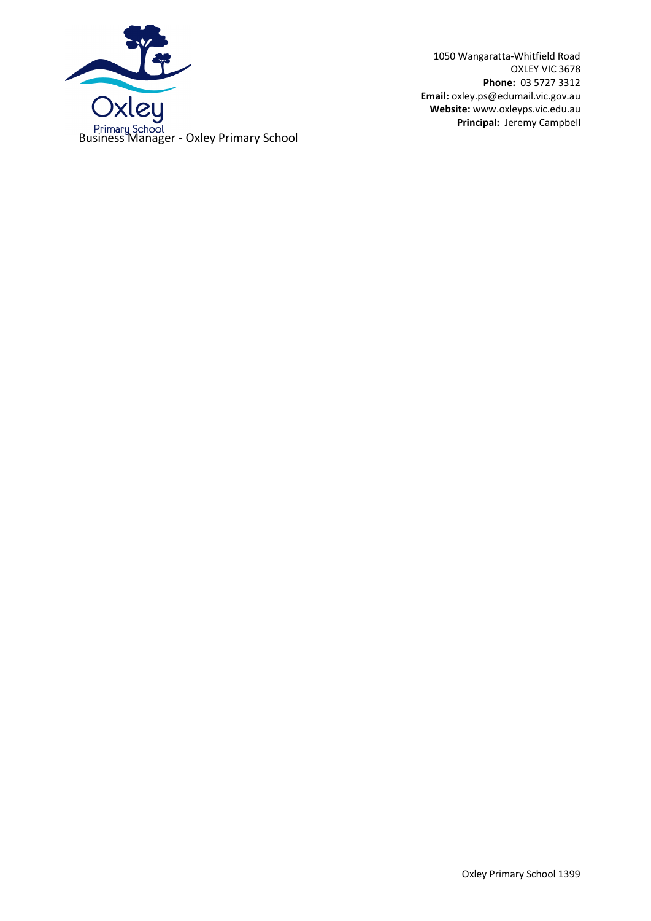1050 Wangaratta-Whitfield Road
OXLEY VIC 3678
**Phone:** 03 5727 3312
**Email:** oxley.ps@edumail.vic.gov.au
**Website:** www.oxleyps.vic.edu.au
**Principal:** Jeremy Campbell

Business Manager - Oxley Primary School